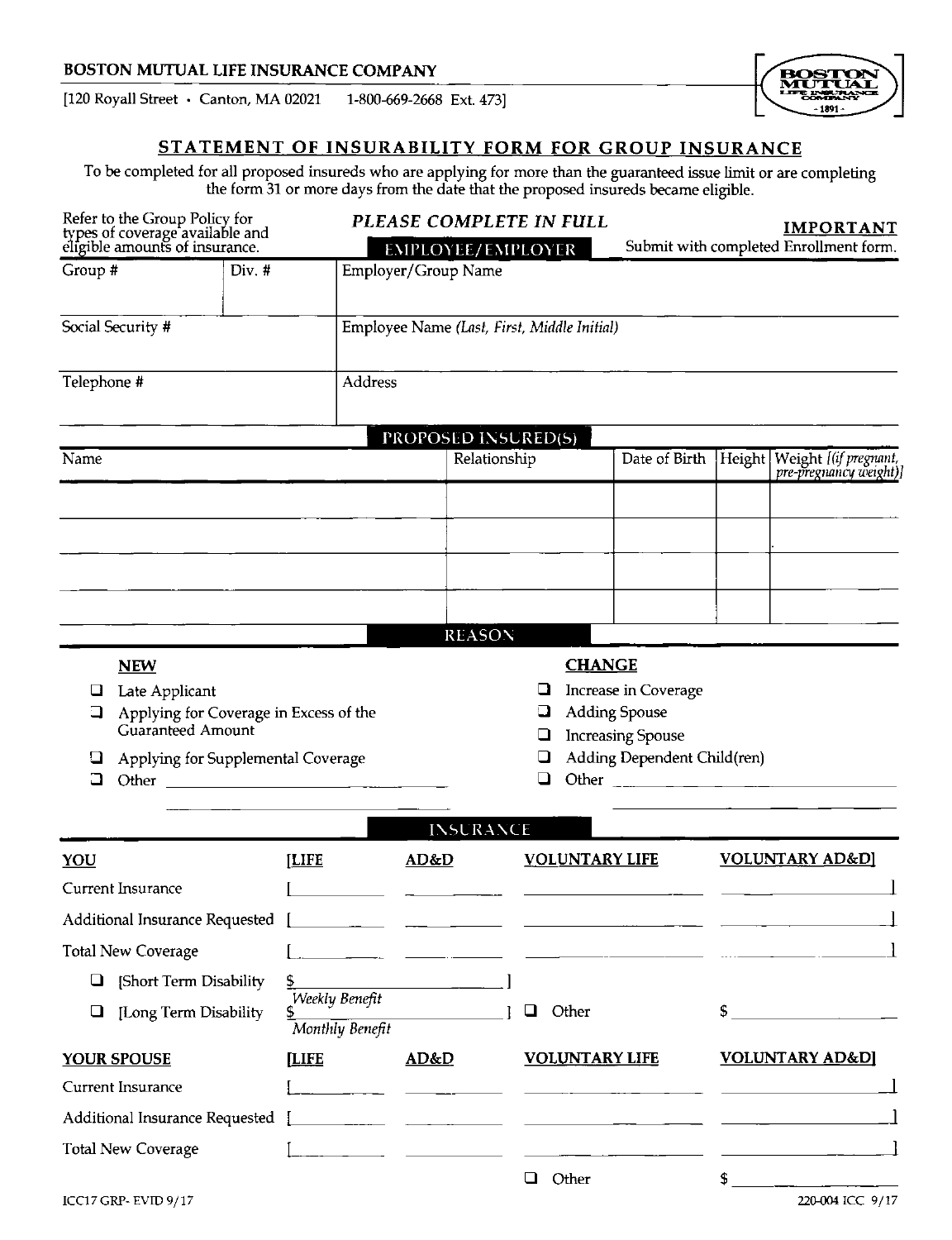BOSTON MUTUAL LIFE INSURANCE COMPANY

[120 Royall Street • Canton, MA 02021 1-800-669-2668 Ext. 473]

## STATEMENT OF INSURABILITY FORM FOR GROUP INSURANCE

To be completed for all proposed insureds who are applying for more than the guaranteed issue limit or are completing the form 31 or more days from the date that the proposed insureds became eligible.

Refer to the Group Policy for types of coverage available and eligible amounts of insurance.

*PLEASE COMPLETE IN FULL*

**IMPORTANT**
Submit with completed Enrollment form.

### EMPLOYEE/EMPLOYER

| Group # | Div. # | Employer/Group Name |
|---|---|---|
| Social Security # | | Employee Name *(Last, First, Middle Initial)* |
| Telephone # | | Address |

### PROPOSED INSURED(S)

| Name | Relationship | Date of Birth | Height | Weight *[(if pregnant, pre-pregnancy weight)]* |
|---|---|---|---|---|
| | | | | |
| | | | | |
| | | | | |
| | | | | |

### REASON

**NEW**

- ☐ Late Applicant
- ☐ Applying for Coverage in Excess of the Guaranteed Amount
- ☐ Applying for Supplemental Coverage
- ☐ Other ____________

**CHANGE**

- ☐ Increase in Coverage
- ☐ Adding Spouse
- ☐ Increasing Spouse
- ☐ Adding Dependent Child(ren)
- ☐ Other ____________

### INSURANCE

| YOU | [LIFE | AD&D | VOLUNTARY LIFE | VOLUNTARY AD&D] |
|---|---|---|---|---|
| Current Insurance | [ | | | ] |
| Additional Insurance Requested | [ | | | ] |
| Total New Coverage | [ | | | ] |

- ☐ [Short Term Disability $____________] *Weekly Benefit*
- ☐ [Long Term Disability $____________] *Monthly Benefit*
- ☐ Other $____________

| YOUR SPOUSE | [LIFE | AD&D | VOLUNTARY LIFE | VOLUNTARY AD&D] |
|---|---|---|---|---|
| Current Insurance | [ | | | ] |
| Additional Insurance Requested | [ | | | ] |
| Total New Coverage | [ | | | ] |

- ☐ Other $____________

ICC17 GRP- EVID 9/17

220-004 ICC 9/17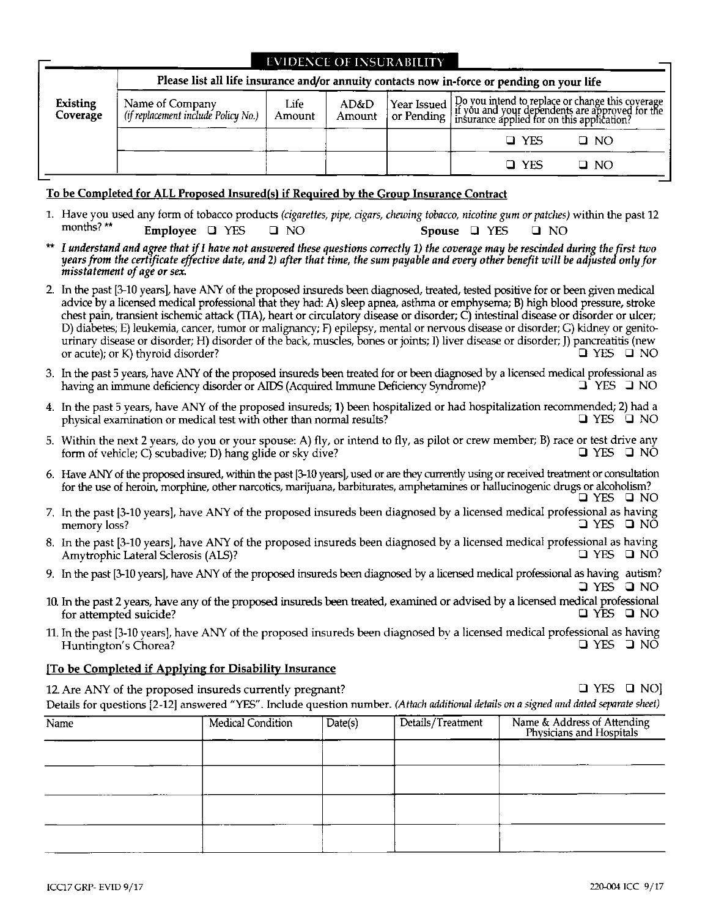## EVIDENCE OF INSURABILITY

| Existing Coverage | Please list all life insurance and/or annuity contacts now in-force or pending on your life | | | | |
|---|---|---|---|---|---|
| | Name of Company *(if replacement include Policy No.)* | Life Amount | AD&D Amount | Year Issued or Pending | Do you intend to replace or change this coverage if you and your dependents are approved for the insurance applied for on this application? |
| | | | | | ❑ YES ❑ NO |
| | | | | | ❑ YES ❑ NO |

**To be Completed for ALL Proposed Insured(s) if Required by the Group Insurance Contract**

1. Have you used any form of tobacco products *(cigarettes, pipe, cigars, chewing tobacco, nicotine gum or patches)* within the past 12 months? ** **Employee** ❑ YES ❑ NO **Spouse** ❑ YES ❑ NO

** ***I understand and agree that if I have not answered these questions correctly 1) the coverage may be rescinded during the first two years from the certificate effective date, and 2) after that time, the sum payable and every other benefit will be adjusted only for misstatement of age or sex.***

2. In the past [3-10 years], have ANY of the proposed insureds been diagnosed, treated, tested positive for or been given medical advice by a licensed medical professional that they had: A) sleep apnea, asthma or emphysema; B) high blood pressure, stroke chest pain, transient ischemic attack (TIA), heart or circulatory disease or disorder; C) intestinal disease or disorder or ulcer; D) diabetes; E) leukemia, cancer, tumor or malignancy; F) epilepsy, mental or nervous disease or disorder; G) kidney or genito-urinary disease or disorder; H) disorder of the back, muscles, bones or joints; I) liver disease or disorder; J) pancreatitis (new or acute); or K) thyroid disorder? ❑ YES ❑ NO
3. In the past 5 years, have ANY of the proposed insureds been treated for or been diagnosed by a licensed medical professional as having an immune deficiency disorder or AIDS (Acquired Immune Deficiency Syndrome)? ❑ YES ❑ NO
4. In the past 5 years, have ANY of the proposed insureds; **1)** been hospitalized or had hospitalization recommended; 2) had a physical examination or medical test with other than normal results? ❑ YES ❑ NO
5. Within the next 2 years, do you or your spouse: A) fly, or intend to fly, as pilot or crew member; B) race or test drive any form of vehicle; C) scubadive; D) hang glide or sky dive? ❑ YES ❑ NO
6. Have ANY of the proposed insured, within the past [3-10 years], used or are they currently using or received treatment or consultation for the use of heroin, morphine, other narcotics, marijuana, barbiturates, amphetamines or hallucinogenic drugs or alcoholism? ❑ YES ❑ NO
7. In the past [3-10 years], have ANY of the proposed insureds been diagnosed by a licensed medical professional as having memory loss? ❑ YES ❑ NO
8. In the past [3-10 years], have ANY of the proposed insureds been diagnosed by a licensed medical professional as having Amytrophic Lateral Sclerosis (ALS)? ❑ YES ❑ NO
9. In the past [3-10 years], have ANY of the proposed insureds been diagnosed by a licensed medical professional as having autism? ❑ YES ❑ NO
10. In the past 2 years, have any of the proposed insureds been treated, examined or advised by a licensed medical professional for attempted suicide? ❑ YES ❑ NO
11. In the past [3-10 years], have ANY of the proposed insureds been diagnosed by a licensed medical professional as having Huntington's Chorea? ❑ YES ❑ NO

**[To be Completed if Applying for Disability Insurance**

12. Are ANY of the proposed insureds currently pregnant? ❑ YES ❑ NO]

Details for questions [2-12] answered "YES". Include question number. *(Attach additional details on a signed and dated separate sheet)*

| Name | Medical Condition | Date(s) | Details/Treatment | Name & Address of Attending Physicians and Hospitals |
|---|---|---|---|---|
| | | | | |
| | | | | |
| | | | | |
| | | | | |

ICC17 GRP- EVID 9/17 220-004 ICC 9/17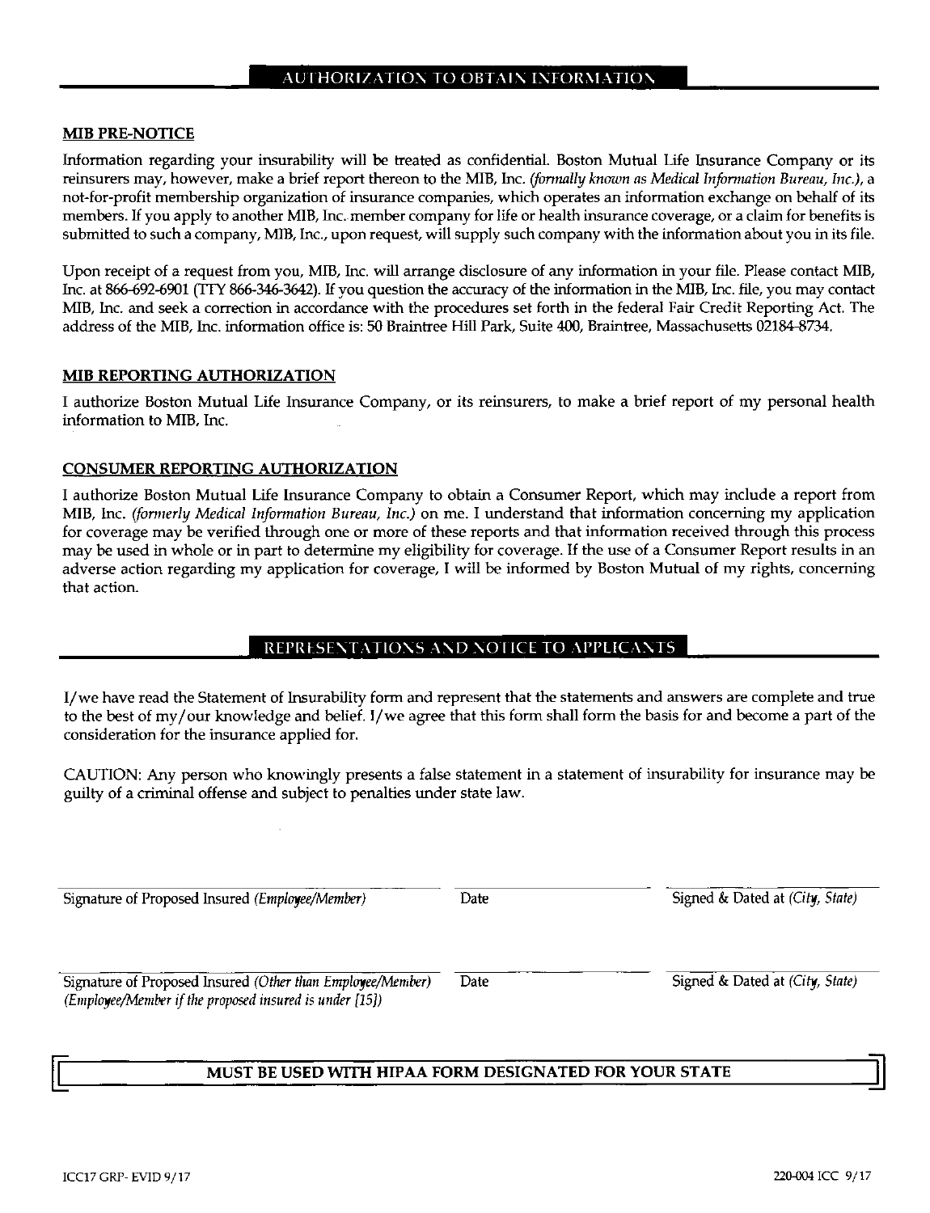## AUTHORIZATION TO OBTAIN INFORMATION

**MIB PRE-NOTICE**

Information regarding your insurability will be treated as confidential. Boston Mutual Life Insurance Company or its reinsurers may, however, make a brief report thereon to the MIB, Inc. *(formally known as Medical Information Bureau, Inc.)*, a not-for-profit membership organization of insurance companies, which operates an information exchange on behalf of its members. If you apply to another MIB, Inc. member company for life or health insurance coverage, or a claim for benefits is submitted to such a company, MIB, Inc., upon request, will supply such company with the information about you in its file.

Upon receipt of a request from you, MIB, Inc. will arrange disclosure of any information in your file. Please contact MIB, Inc. at 866-692-6901 (TTY 866-346-3642). If you question the accuracy of the information in the MIB, Inc. file, you may contact MIB, Inc. and seek a correction in accordance with the procedures set forth in the federal Fair Credit Reporting Act. The address of the MIB, Inc. information office is: 50 Braintree Hill Park, Suite 400, Braintree, Massachusetts 02184-8734.

**MIB REPORTING AUTHORIZATION**

I authorize Boston Mutual Life Insurance Company, or its reinsurers, to make a brief report of my personal health information to MIB, Inc.

**CONSUMER REPORTING AUTHORIZATION**

I authorize Boston Mutual Life Insurance Company to obtain a Consumer Report, which may include a report from MIB, Inc. *(formerly Medical Information Bureau, Inc.)* on me. I understand that information concerning my application for coverage may be verified through one or more of these reports and that information received through this process may be used in whole or in part to determine my eligibility for coverage. If the use of a Consumer Report results in an adverse action regarding my application for coverage, I will be informed by Boston Mutual of my rights, concerning that action.

## REPRESENTATIONS AND NOTICE TO APPLICANTS

I/we have read the Statement of Insurability form and represent that the statements and answers are complete and true to the best of my/our knowledge and belief. I/we agree that this form shall form the basis for and become a part of the consideration for the insurance applied for.

CAUTION: Any person who knowingly presents a false statement in a statement of insurability for insurance may be guilty of a criminal offense and subject to penalties under state law.

Signature of Proposed Insured *(Employee/Member)* ______________________ Date ____________ Signed & Dated at *(City, State)* ______________________

Signature of Proposed Insured *(Other than Employee/Member)* *(Employee/Member if the proposed insured is under [15])* ______________________ Date ____________ Signed & Dated at *(City, State)* ______________________

**MUST BE USED WITH HIPAA FORM DESIGNATED FOR YOUR STATE**

ICC17 GRP- EVID 9/17

220-004 ICC 9/17